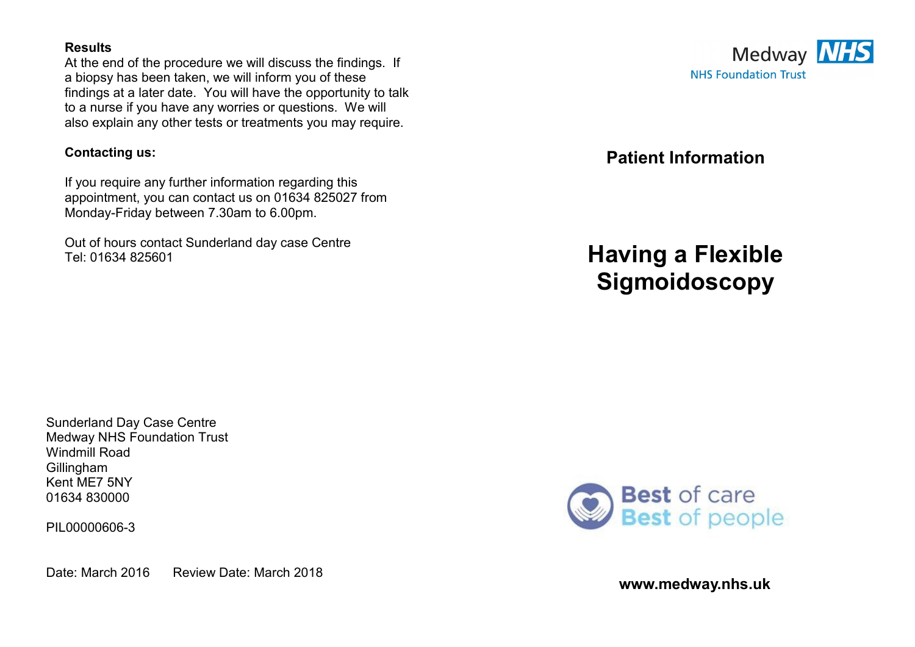**Results**

At the end of the procedure we will discuss the findings. If a biopsy has been taken, we will inform you of these findings at a later date. You will have the opportunity to talk to a nurse if you have any worries or questions. We will also explain any other tests or treatments you may require.

**Contacting us:**

If you require any further information regarding this appointment, you can contact us on 01634 825027 from Monday-Friday between 7.30am to 6.00pm.

Out of hours contact Sunderland day case Centre
Tel: 01634 825601

Sunderland Day Case Centre
Medway NHS Foundation Trust
Windmill Road
Gillingham
Kent ME7 5NY
01634 830000

PIL00000606-3

Date: March 2016 Review Date: March 2018

Medway NHS
NHS Foundation Trust

**Patient Information**

# Having a Flexible Sigmoidoscopy

Best of care
Best of people

**www.medway.nhs.uk**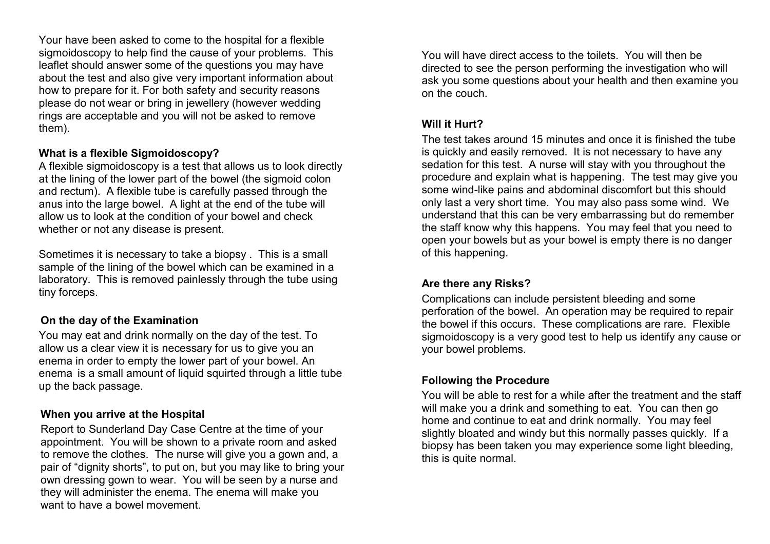Your have been asked to come to the hospital for a flexible sigmoidoscopy to help find the cause of your problems. This leaflet should answer some of the questions you may have about the test and also give very important information about how to prepare for it. For both safety and security reasons please do not wear or bring in jewellery (however wedding rings are acceptable and you will not be asked to remove them).

**What is a flexible Sigmoidoscopy?**

A flexible sigmoidoscopy is a test that allows us to look directly at the lining of the lower part of the bowel (the sigmoid colon and rectum). A flexible tube is carefully passed through the anus into the large bowel. A light at the end of the tube will allow us to look at the condition of your bowel and check whether or not any disease is present.

Sometimes it is necessary to take a biopsy . This is a small sample of the lining of the bowel which can be examined in a laboratory. This is removed painlessly through the tube using tiny forceps.

**On the day of the Examination**

You may eat and drink normally on the day of the test. To allow us a clear view it is necessary for us to give you an enema in order to empty the lower part of your bowel. An enema is a small amount of liquid squirted through a little tube up the back passage.

**When you arrive at the Hospital**

Report to Sunderland Day Case Centre at the time of your appointment. You will be shown to a private room and asked to remove the clothes. The nurse will give you a gown and, a pair of "dignity shorts", to put on, but you may like to bring your own dressing gown to wear. You will be seen by a nurse and they will administer the enema. The enema will make you want to have a bowel movement.

You will have direct access to the toilets. You will then be directed to see the person performing the investigation who will ask you some questions about your health and then examine you on the couch.

**Will it Hurt?**

The test takes around 15 minutes and once it is finished the tube is quickly and easily removed. It is not necessary to have any sedation for this test. A nurse will stay with you throughout the procedure and explain what is happening. The test may give you some wind-like pains and abdominal discomfort but this should only last a very short time. You may also pass some wind. We understand that this can be very embarrassing but do remember the staff know why this happens. You may feel that you need to open your bowels but as your bowel is empty there is no danger of this happening.

**Are there any Risks?**

Complications can include persistent bleeding and some perforation of the bowel. An operation may be required to repair the bowel if this occurs. These complications are rare. Flexible sigmoidoscopy is a very good test to help us identify any cause or your bowel problems.

**Following the Procedure**

You will be able to rest for a while after the treatment and the staff will make you a drink and something to eat. You can then go home and continue to eat and drink normally. You may feel slightly bloated and windy but this normally passes quickly. If a biopsy has been taken you may experience some light bleeding, this is quite normal.